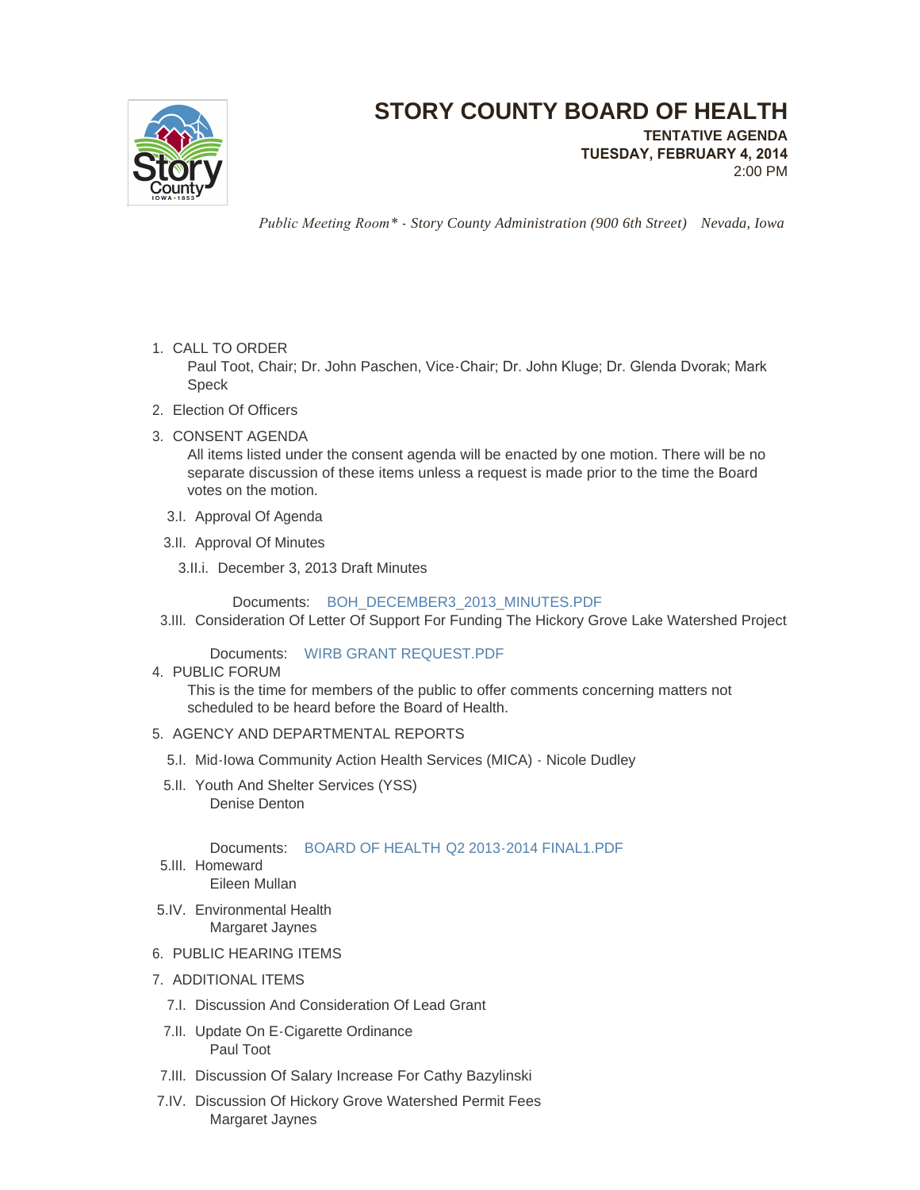# STORY COUNTY BOARD OF HEALTH

**TENTATIVE AGENDA**
**TUESDAY, FEBRUARY 4, 2014**
2:00 PM

*Public Meeting Room\* - Story County Administration (900 6th Street) Nevada, Iowa*

1. CALL TO ORDER
   Paul Toot, Chair; Dr. John Paschen, Vice-Chair; Dr. John Kluge; Dr. Glenda Dvorak; Mark Speck
2. Election Of Officers
3. CONSENT AGENDA
   All items listed under the consent agenda will be enacted by one motion. There will be no separate discussion of these items unless a request is made prior to the time the Board votes on the motion.
   - 3.I. Approval Of Agenda
   - 3.II. Approval Of Minutes
     - 3.II.i. December 3, 2013 Draft Minutes

       Documents: BOH_DECEMBER3_2013_MINUTES.PDF
   - 3.III. Consideration Of Letter Of Support For Funding The Hickory Grove Lake Watershed Project

     Documents: WIRB GRANT REQUEST.PDF
4. PUBLIC FORUM
   This is the time for members of the public to offer comments concerning matters not scheduled to be heard before the Board of Health.
5. AGENCY AND DEPARTMENTAL REPORTS
   - 5.I. Mid-Iowa Community Action Health Services (MICA) - Nicole Dudley
   - 5.II. Youth And Shelter Services (YSS)
     Denise Denton

     Documents: BOARD OF HEALTH Q2 2013-2014 FINAL1.PDF
   - 5.III. Homeward
     Eileen Mullan
   - 5.IV. Environmental Health
     Margaret Jaynes
6. PUBLIC HEARING ITEMS
7. ADDITIONAL ITEMS
   - 7.I. Discussion And Consideration Of Lead Grant
   - 7.II. Update On E-Cigarette Ordinance
     Paul Toot
   - 7.III. Discussion Of Salary Increase For Cathy Bazylinski
   - 7.IV. Discussion Of Hickory Grove Watershed Permit Fees
     Margaret Jaynes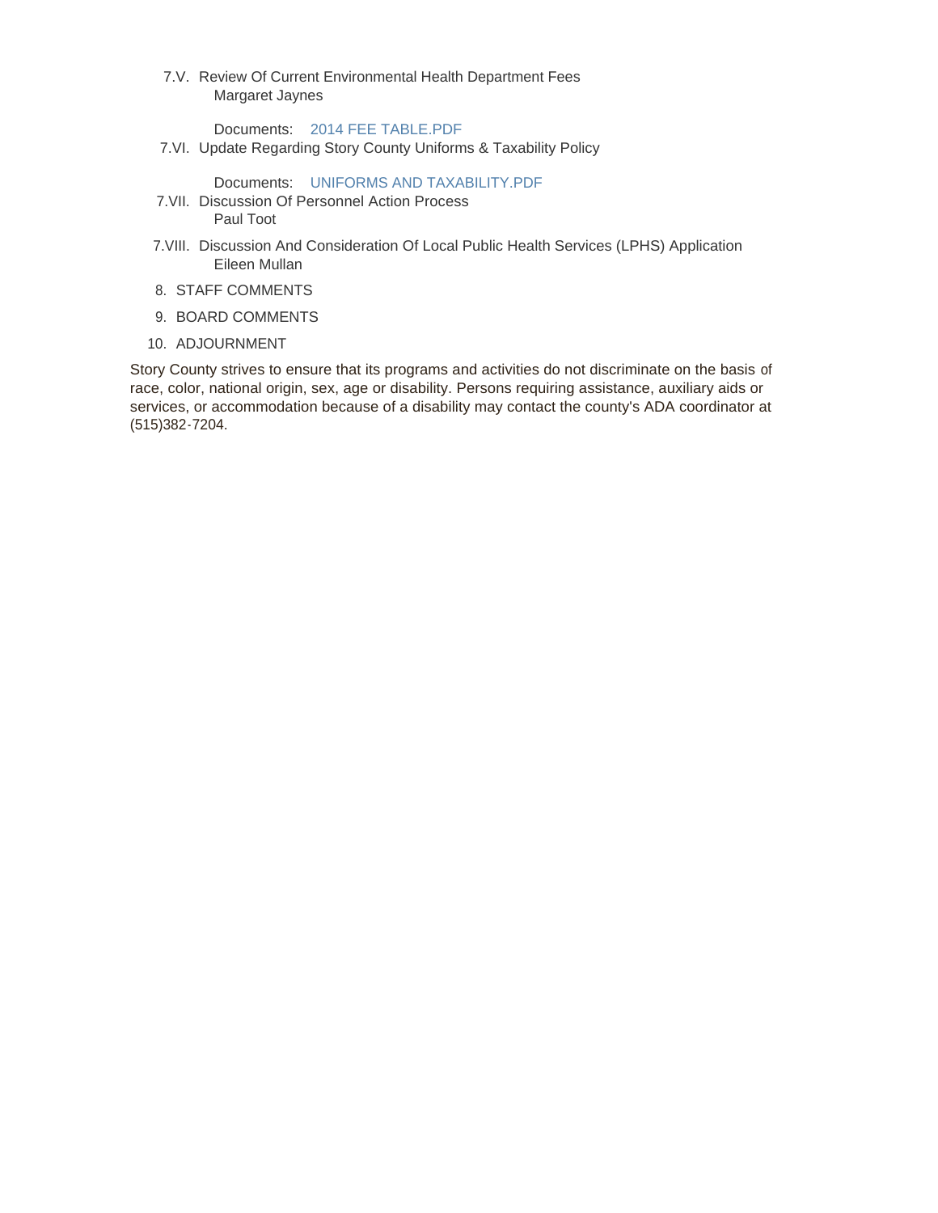7.V. Review Of Current Environmental Health Department Fees
  Margaret Jaynes

  Documents: 2014 FEE TABLE.PDF

7.VI. Update Regarding Story County Uniforms & Taxability Policy

  Documents: UNIFORMS AND TAXABILITY.PDF

7.VII. Discussion Of Personnel Action Process
  Paul Toot

7.VIII. Discussion And Consideration Of Local Public Health Services (LPHS) Application
  Eileen Mullan

8. STAFF COMMENTS

9. BOARD COMMENTS

10. ADJOURNMENT

Story County strives to ensure that its programs and activities do not discriminate on the basis of race, color, national origin, sex, age or disability. Persons requiring assistance, auxiliary aids or services, or accommodation because of a disability may contact the county's ADA coordinator at (515)382-7204.